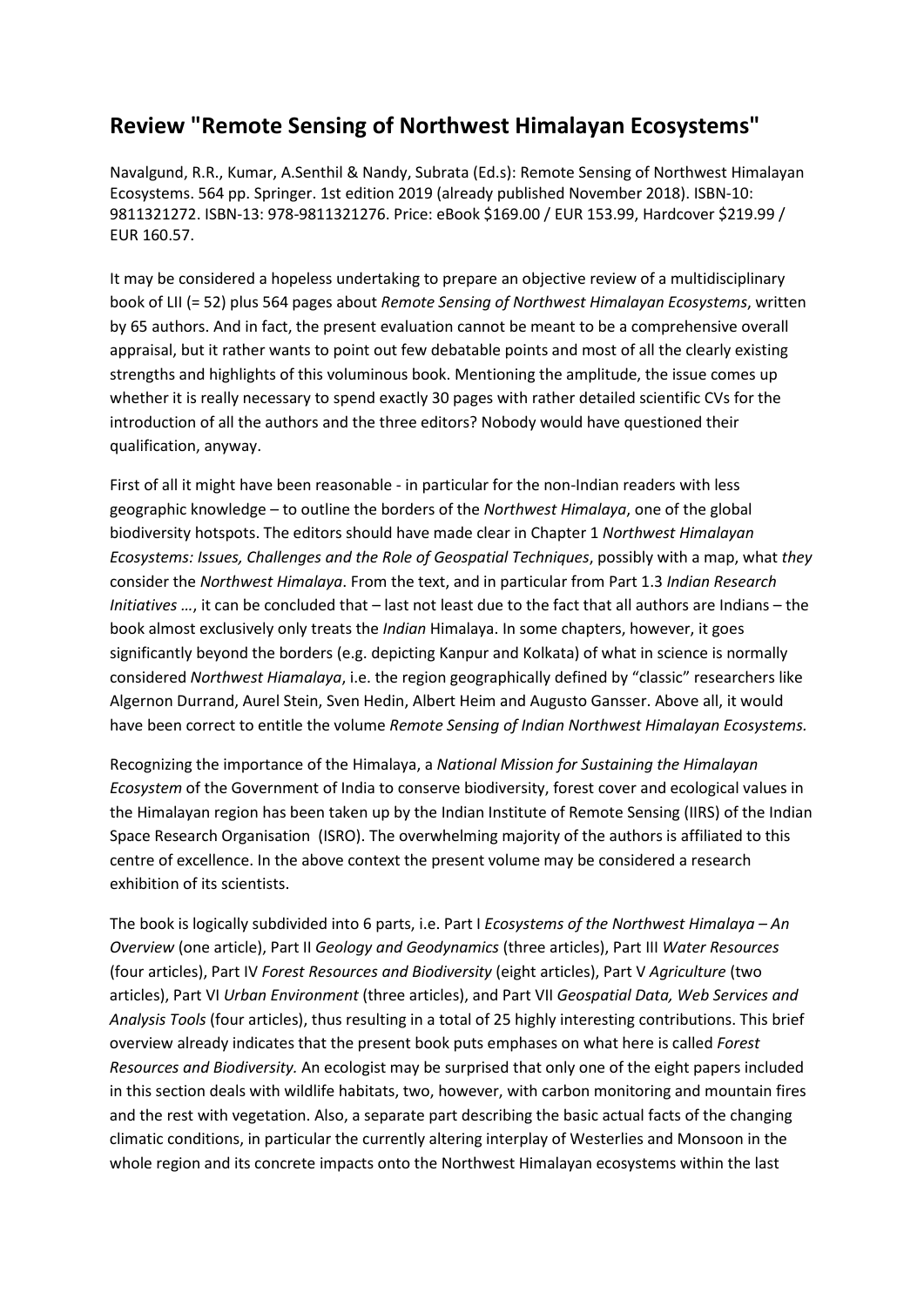# Review "Remote Sensing of Northwest Himalayan Ecosystems"

Navalgund, R.R., Kumar, A.Senthil & Nandy, Subrata (Ed.s): Remote Sensing of Northwest Himalayan Ecosystems. 564 pp. Springer. 1st edition 2019 (already published November 2018). ISBN-10: 9811321272. ISBN-13: 978-9811321276. Price: eBook $169.00 / EUR 153.99, Hardcover $219.99 / EUR 160.57.

It may be considered a hopeless undertaking to prepare an objective review of a multidisciplinary book of LII (= 52) plus 564 pages about *Remote Sensing of Northwest Himalayan Ecosystems*, written by 65 authors. And in fact, the present evaluation cannot be meant to be a comprehensive overall appraisal, but it rather wants to point out few debatable points and most of all the clearly existing strengths and highlights of this voluminous book. Mentioning the amplitude, the issue comes up whether it is really necessary to spend exactly 30 pages with rather detailed scientific CVs for the introduction of all the authors and the three editors? Nobody would have questioned their qualification, anyway.

First of all it might have been reasonable - in particular for the non-Indian readers with less geographic knowledge – to outline the borders of the *Northwest Himalaya*, one of the global biodiversity hotspots. The editors should have made clear in Chapter 1 *Northwest Himalayan Ecosystems: Issues, Challenges and the Role of Geospatial Techniques*, possibly with a map, what *they* consider the *Northwest Himalaya*. From the text, and in particular from Part 1.3 *Indian Research Initiatives …*, it can be concluded that – last not least due to the fact that all authors are Indians – the book almost exclusively only treats the *Indian* Himalaya. In some chapters, however, it goes significantly beyond the borders (e.g. depicting Kanpur and Kolkata) of what in science is normally considered *Northwest Hiamalaya*, i.e. the region geographically defined by "classic" researchers like Algernon Durrand, Aurel Stein, Sven Hedin, Albert Heim and Augusto Gansser. Above all, it would have been correct to entitle the volume *Remote Sensing of Indian Northwest Himalayan Ecosystems.*

Recognizing the importance of the Himalaya, a *National Mission for Sustaining the Himalayan Ecosystem* of the Government of India to conserve biodiversity, forest cover and ecological values in the Himalayan region has been taken up by the Indian Institute of Remote Sensing (IIRS) of the Indian Space Research Organisation (ISRO). The overwhelming majority of the authors is affiliated to this centre of excellence. In the above context the present volume may be considered a research exhibition of its scientists.

The book is logically subdivided into 6 parts, i.e. Part I *Ecosystems of the Northwest Himalaya – An Overview* (one article), Part II *Geology and Geodynamics* (three articles), Part III *Water Resources* (four articles), Part IV *Forest Resources and Biodiversity* (eight articles), Part V *Agriculture* (two articles), Part VI *Urban Environment* (three articles), and Part VII *Geospatial Data, Web Services and Analysis Tools* (four articles), thus resulting in a total of 25 highly interesting contributions. This brief overview already indicates that the present book puts emphases on what here is called *Forest Resources and Biodiversity.* An ecologist may be surprised that only one of the eight papers included in this section deals with wildlife habitats, two, however, with carbon monitoring and mountain fires and the rest with vegetation. Also, a separate part describing the basic actual facts of the changing climatic conditions, in particular the currently altering interplay of Westerlies and Monsoon in the whole region and its concrete impacts onto the Northwest Himalayan ecosystems within the last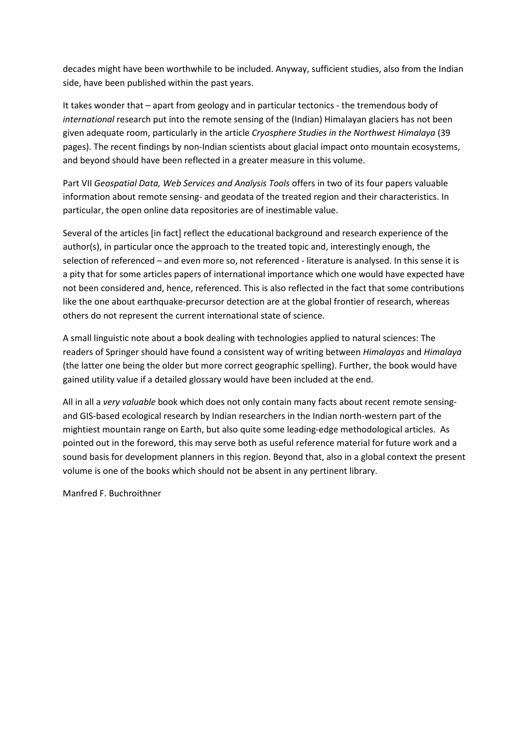decades might have been worthwhile to be included. Anyway, sufficient studies, also from the Indian side, have been published within the past years.

It takes wonder that – apart from geology and in particular tectonics - the tremendous body of *international* research put into the remote sensing of the (Indian) Himalayan glaciers has not been given adequate room, particularly in the article *Cryosphere Studies in the Northwest Himalaya* (39 pages). The recent findings by non-Indian scientists about glacial impact onto mountain ecosystems, and beyond should have been reflected in a greater measure in this volume.

Part VII *Geospatial Data, Web Services and Analysis Tools* offers in two of its four papers valuable information about remote sensing- and geodata of the treated region and their characteristics. In particular, the open online data repositories are of inestimable value.

Several of the articles [in fact] reflect the educational background and research experience of the author(s), in particular once the approach to the treated topic and, interestingly enough, the selection of referenced – and even more so, not referenced - literature is analysed. In this sense it is a pity that for some articles papers of international importance which one would have expected have not been considered and, hence, referenced. This is also reflected in the fact that some contributions like the one about earthquake-precursor detection are at the global frontier of research, whereas others do not represent the current international state of science.

A small linguistic note about a book dealing with technologies applied to natural sciences: The readers of Springer should have found a consistent way of writing between *Himalayas* and *Himalaya* (the latter one being the older but more correct geographic spelling). Further, the book would have gained utility value if a detailed glossary would have been included at the end.

All in all a *very valuable* book which does not only contain many facts about recent remote sensing- and GIS-based ecological research by Indian researchers in the Indian north-western part of the mightiest mountain range on Earth, but also quite some leading-edge methodological articles. As pointed out in the foreword, this may serve both as useful reference material for future work and a sound basis for development planners in this region. Beyond that, also in a global context the present volume is one of the books which should not be absent in any pertinent library.

Manfred F. Buchroithner